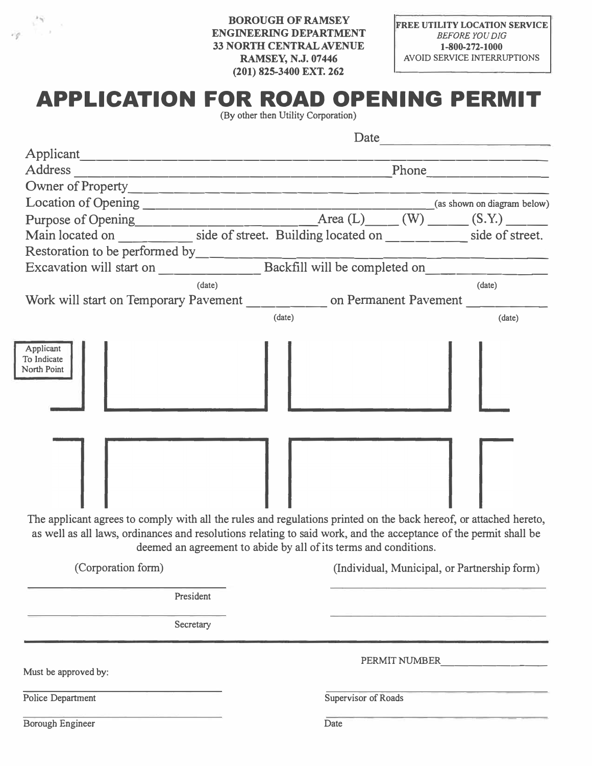**BOROUGH OF RAMSEY**
**ENGINEERING DEPARTMENT**
**33 NORTH CENTRAL AVENUE**
**RAMSEY, N.J. 07446**
**(201) 825-3400 EXT. 262**

**FREE UTILITY LOCATION SERVICE**
*BEFORE YOU DIG*
**1-800-272-1000**
AVOID SERVICE INTERRUPTIONS

# APPLICATION FOR ROAD OPENING PERMIT

(By other then Utility Corporation)

Date ______________________

Applicant ____________________________________________________________

Address ____________________________________________ Phone ________________

Owner of Property ____________________________________________________________

Location of Opening ____________________________________________ (as shown on diagram below)

Purpose of Opening ______________________ Area (L) _____ (W) _____ (S.Y.) _____

Main located on __________ side of street. Building located on __________ side of street.

Restoration to be performed by ____________________________________________________

Excavation will start on ______________ (date) Backfill will be completed on ______________ (date)

Work will start on Temporary Pavement __________ (date) on Permanent Pavement __________ (date)

Applicant To Indicate North Point

The applicant agrees to comply with all the rules and regulations printed on the back hereof, or attached hereto, as well as all laws, ordinances and resolutions relating to said work, and the acceptance of the permit shall be deemed an agreement to abide by all of its terms and conditions.

(Corporation form)

______________________________
President

______________________________
Secretary

(Individual, Municipal, or Partnership form)

______________________________

______________________________

---

PERMIT NUMBER ______________________

Must be approved by:

______________________________
Police Department

______________________________
Supervisor of Roads

______________________________
Borough Engineer

______________________________
Date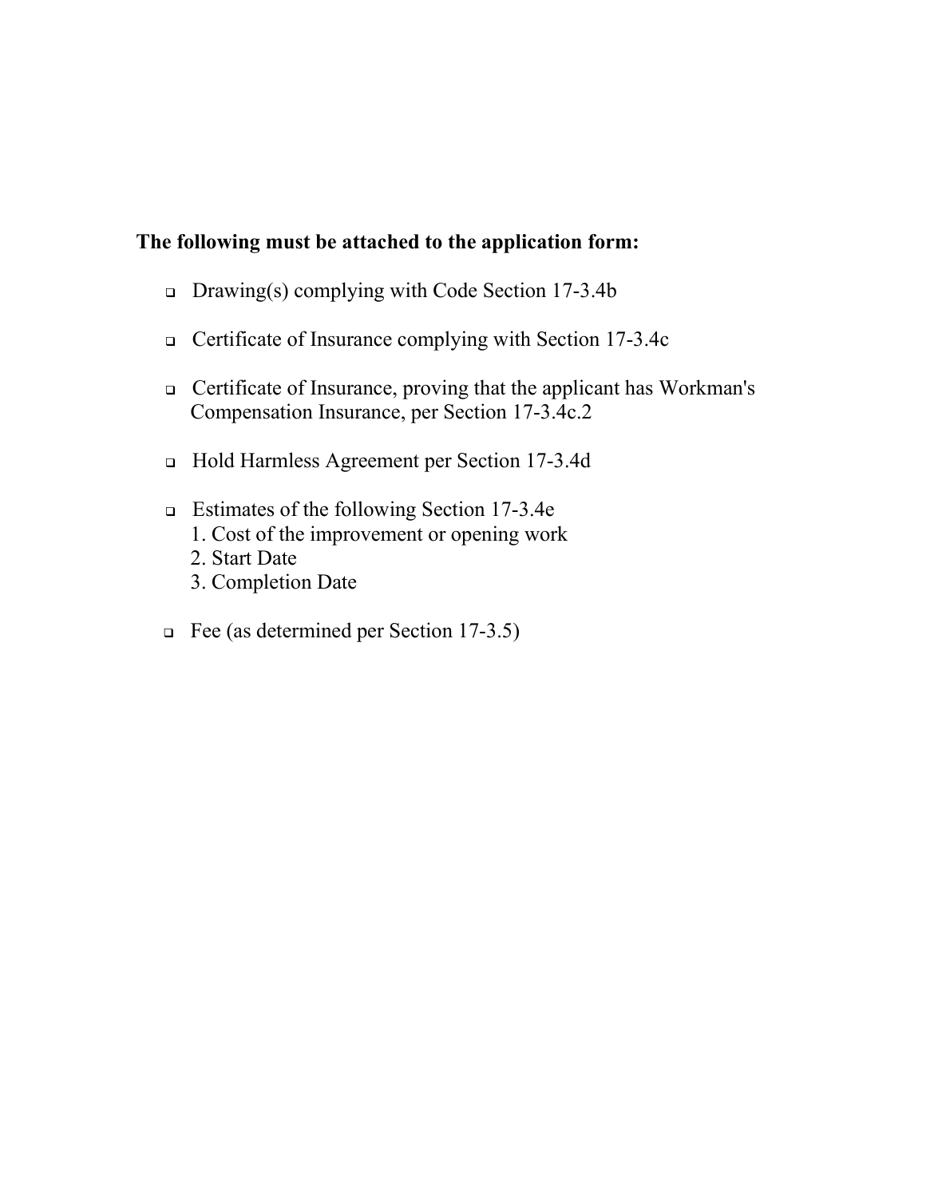**The following must be attached to the application form:**

- Drawing(s) complying with Code Section 17-3.4b
- Certificate of Insurance complying with Section 17-3.4c
- Certificate of Insurance, proving that the applicant has Workman's Compensation Insurance, per Section 17-3.4c.2
- Hold Harmless Agreement per Section 17-3.4d
- Estimates of the following Section 17-3.4e
  1. Cost of the improvement or opening work
  2. Start Date
  3. Completion Date
- Fee (as determined per Section 17-3.5)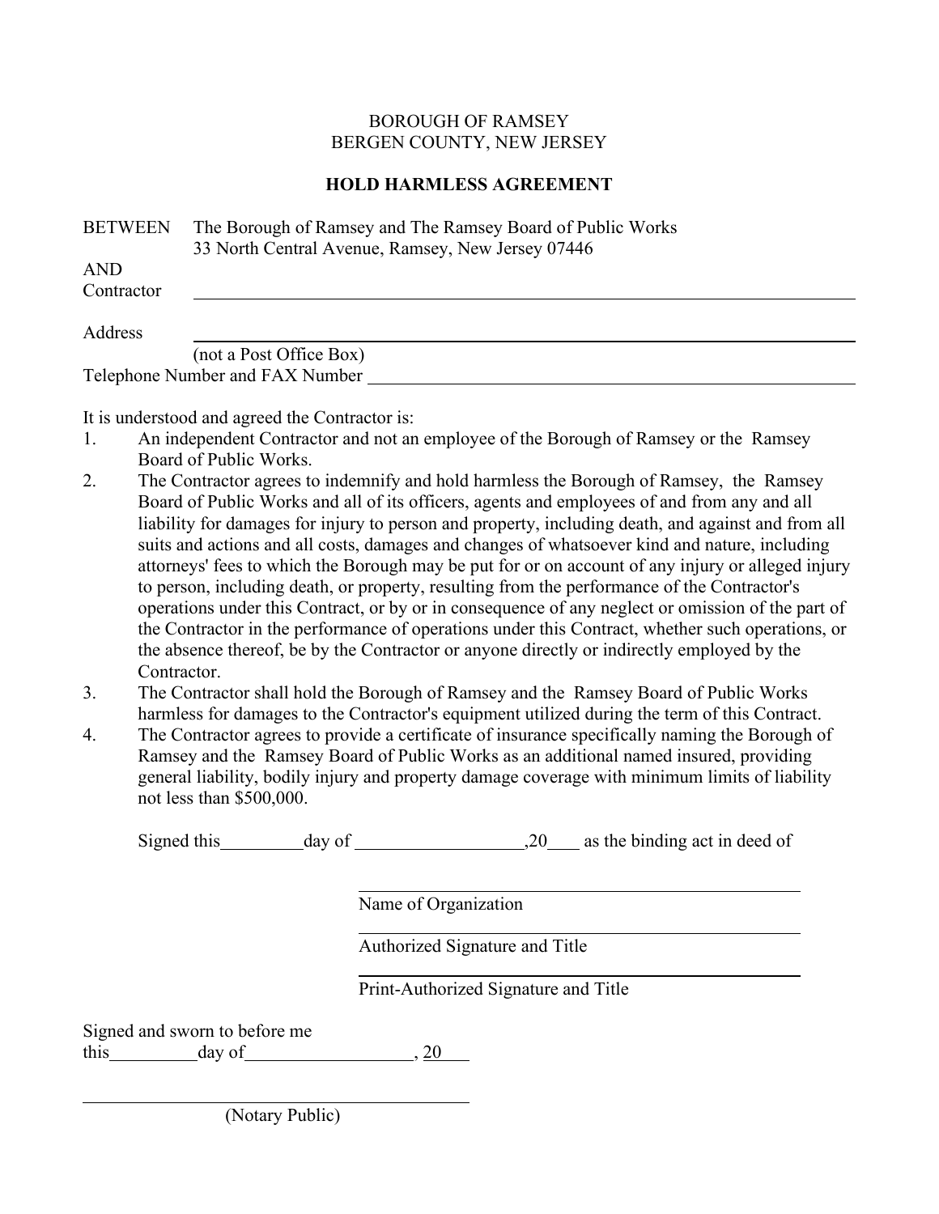BOROUGH OF RAMSEY
BERGEN COUNTY, NEW JERSEY

# HOLD HARMLESS AGREEMENT

BETWEEN The Borough of Ramsey and The Ramsey Board of Public Works
33 North Central Avenue, Ramsey, New Jersey 07446

AND
Contractor ______________________________________________________________

Address ______________________________________________________________
(not a Post Office Box)

Telephone Number and FAX Number ____________________________________________

It is understood and agreed the Contractor is:

1. An independent Contractor and not an employee of the Borough of Ramsey or the Ramsey Board of Public Works.
2. The Contractor agrees to indemnify and hold harmless the Borough of Ramsey, the Ramsey Board of Public Works and all of its officers, agents and employees of and from any and all liability for damages for injury to person and property, including death, and against and from all suits and actions and all costs, damages and changes of whatsoever kind and nature, including attorneys' fees to which the Borough may be put for or on account of any injury or alleged injury to person, including death, or property, resulting from the performance of the Contractor's operations under this Contract, or by or in consequence of any neglect or omission of the part of the Contractor in the performance of operations under this Contract, whether such operations, or the absence thereof, be by the Contractor or anyone directly or indirectly employed by the Contractor.
3. The Contractor shall hold the Borough of Ramsey and the Ramsey Board of Public Works harmless for damages to the Contractor's equipment utilized during the term of this Contract.
4. The Contractor agrees to provide a certificate of insurance specifically naming the Borough of Ramsey and the Ramsey Board of Public Works as an additional named insured, providing general liability, bodily injury and property damage coverage with minimum limits of liability not less than $500,000.

Signed this_________day of __________________,20___ as the binding act in deed of

______________________________
Name of Organization

______________________________
Authorized Signature and Title

______________________________
Print-Authorized Signature and Title

Signed and sworn to before me
this__________day of__________________, 20____

______________________________
(Notary Public)